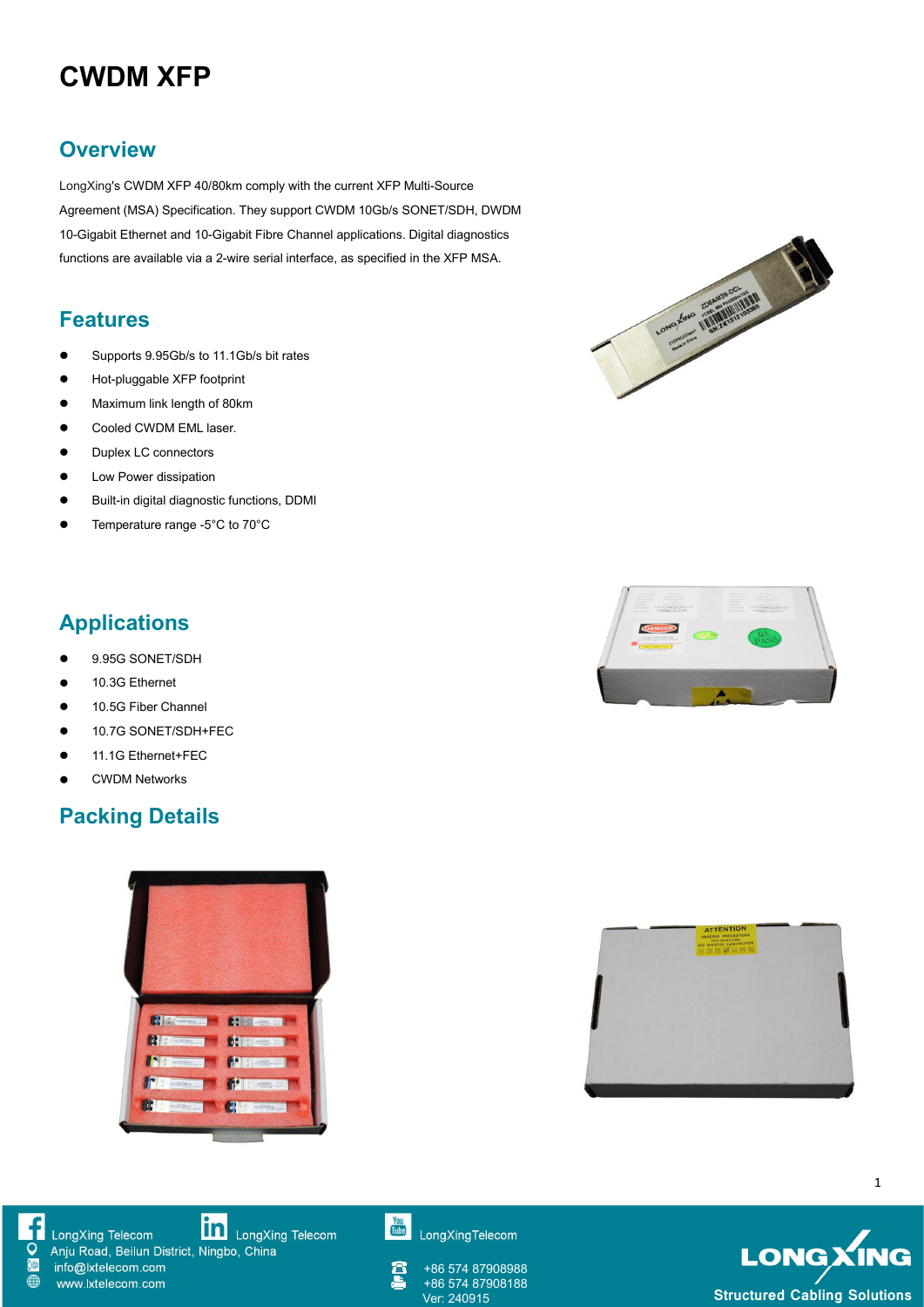# CWDM XFP

## Overview

LongXing's CWDM XFP 40/80km comply with the current XFP Multi-Source Agreement (MSA) Specification. They support CWDM 10Gb/s SONET/SDH, DWDM 10-Gigabit Ethernet and 10-Gigabit Fibre Channel applications. Digital diagnostics functions are available via a 2-wire serial interface, as specified in the XFP MSA.

## Features

- Supports 9.95Gb/s to 11.1Gb/s bit rates
- Hot-pluggable XFP footprint
- Maximum link length of 80km
- Cooled CWDM EML laser.
- Duplex LC connectors
- Low Power dissipation
- Built-in digital diagnostic functions, DDMI
- Temperature range -5°C to 70°C

## Applications

- 9.95G SONET/SDH
- 10.3G Ethernet
- 10.5G Fiber Channel
- 10.7G SONET/SDH+FEC
- 11.1G Ethernet+FEC
- CWDM Networks

## Packing Details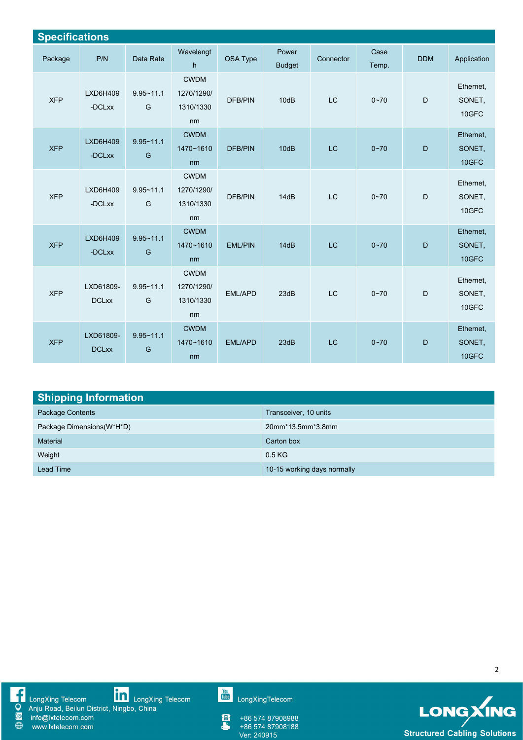## Specifications

| Package | P/N | Data Rate | Wavelength | OSA Type | Power Budget | Connector | Case Temp. | DDM | Application |
|---|---|---|---|---|---|---|---|---|---|
| XFP | LXD6H409-DCLxx | 9.95~11.1G | CWDM 1270/1290/1310/1330 nm | DFB/PIN | 10dB | LC | 0~70 | D | Ethernet, SONET, 10GFC |
| XFP | LXD6H409-DCLxx | 9.95~11.1G | CWDM 1470~1610 nm | DFB/PIN | 10dB | LC | 0~70 | D | Ethernet, SONET, 10GFC |
| XFP | LXD6H409-DCLxx | 9.95~11.1G | CWDM 1270/1290/1310/1330 nm | DFB/PIN | 14dB | LC | 0~70 | D | Ethernet, SONET, 10GFC |
| XFP | LXD6H409-DCLxx | 9.95~11.1G | CWDM 1470~1610 nm | EML/PIN | 14dB | LC | 0~70 | D | Ethernet, SONET, 10GFC |
| XFP | LXD61809-DCLxx | 9.95~11.1G | CWDM 1270/1290/1310/1330 nm | EML/APD | 23dB | LC | 0~70 | D | Ethernet, SONET, 10GFC |
| XFP | LXD61809-DCLxx | 9.95~11.1G | CWDM 1470~1610 nm | EML/APD | 23dB | LC | 0~70 | D | Ethernet, SONET, 10GFC |

## Shipping Information

| | |
|---|---|
| Package Contents | Transceiver, 10 units |
| Package Dimensions(W*H*D) | 20mm*13.5mm*3.8mm |
| Material | Carton box |
| Weight | 0.5 KG |
| Lead Time | 10-15 working days normally |

LongXing Telecom
LongXing Telecom
LongXingTelecom
Anju Road, Beilun District, Ningbo, China
info@lxtelecom.com
www.lxtelecom.com
+86 574 87908988
+86 574 87908188
Ver: 240915

LONGXING
Structured Cabling Solutions